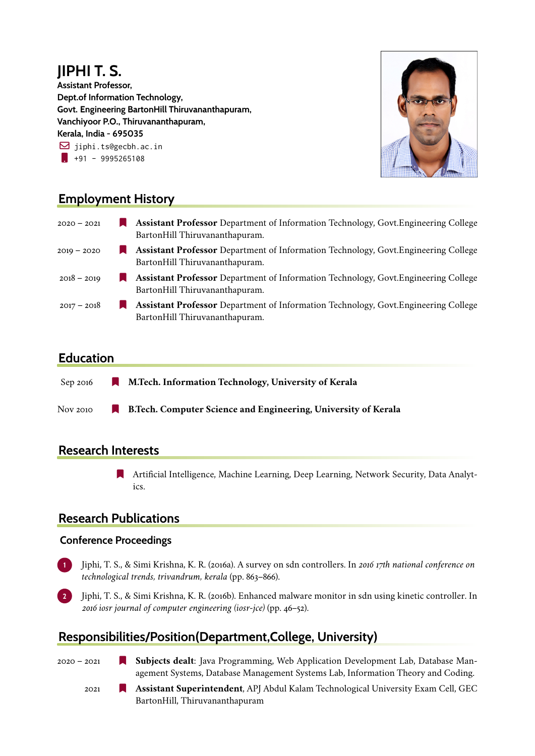# JIPHI T. S.

**Assistant Professor,**
**Dept.of Information Technology,**
**Govt. Engineering BartonHill Thiruvananthapuram,**
**Vanchiyoor P.O., Thiruvananthapuram,**
**Kerala, India - 695035**

jiphi.ts@gecbh.ac.in
+91 - 9995265108

## Employment History

- 2020 – 2021 — **Assistant Professor** Department of Information Technology, Govt.Engineering College BartonHill Thiruvananthapuram.
- 2019 – 2020 — **Assistant Professor** Department of Information Technology, Govt.Engineering College BartonHill Thiruvananthapuram.
- 2018 – 2019 — **Assistant Professor** Department of Information Technology, Govt.Engineering College BartonHill Thiruvananthapuram.
- 2017 – 2018 — **Assistant Professor** Department of Information Technology, Govt.Engineering College BartonHill Thiruvananthapuram.

## Education

- Sep 2016 — **M.Tech. Information Technology, University of Kerala**
- Nov 2010 — **B.Tech. Computer Science and Engineering, University of Kerala**

## Research Interests

- Artificial Intelligence, Machine Learning, Deep Learning, Network Security, Data Analytics.

## Research Publications

### Conference Proceedings

1. Jiphi, T. S., & Simi Krishna, K. R. (2016a). A survey on sdn controllers. In *2016 17th national conference on technological trends, trivandrum, kerala* (pp. 863–866).
2. Jiphi, T. S., & Simi Krishna, K. R. (2016b). Enhanced malware monitor in sdn using kinetic controller. In *2016 iosr journal of computer engineering (iosr-jce)* (pp. 46–52).

## Responsibilities/Position(Department,College, University)

- 2020 – 2021 — **Subjects dealt**: Java Programming, Web Application Development Lab, Database Management Systems, Database Management Systems Lab, Information Theory and Coding.
- 2021 — **Assistant Superintendent**, APJ Abdul Kalam Technological University Exam Cell, GEC BartonHill, Thiruvananthapuram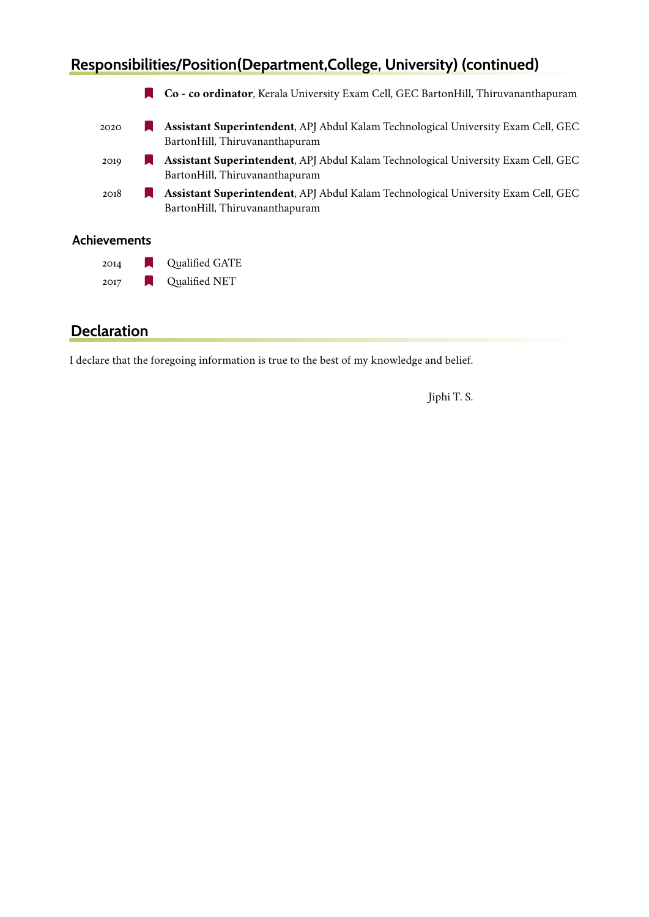## Responsibilities/Position(Department,College, University) (continued)

- **Co - co ordinator**, Kerala University Exam Cell, GEC BartonHill, Thiruvananthapuram
- 2020 — **Assistant Superintendent**, APJ Abdul Kalam Technological University Exam Cell, GEC BartonHill, Thiruvananthapuram
- 2019 — **Assistant Superintendent**, APJ Abdul Kalam Technological University Exam Cell, GEC BartonHill, Thiruvananthapuram
- 2018 — **Assistant Superintendent**, APJ Abdul Kalam Technological University Exam Cell, GEC BartonHill, Thiruvananthapuram

### Achievements

- 2014 — Qualified GATE
- 2017 — Qualified NET

## Declaration

I declare that the foregoing information is true to the best of my knowledge and belief.

Jiphi T. S.